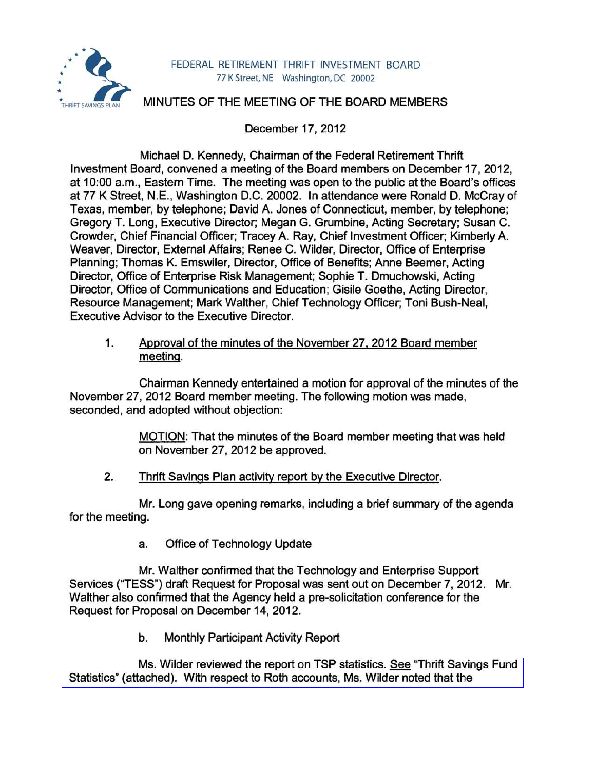FEDERAL RETIREMENT THRIFT INVESTMENT BOARD
77 K Street, NE Washington, DC 20002

# MINUTES OF THE MEETING OF THE BOARD MEMBERS

December 17, 2012

Michael D. Kennedy, Chairman of the Federal Retirement Thrift Investment Board, convened a meeting of the Board members on December 17, 2012, at 10:00 a.m., Eastern Time. The meeting was open to the public at the Board's offices at 77 K Street, N.E., Washington D.C. 20002. In attendance were Ronald D. McCray of Texas, member, by telephone; David A. Jones of Connecticut, member, by telephone; Gregory T. Long, Executive Director; Megan G. Grumbine, Acting Secretary; Susan C. Crowder, Chief Financial Officer; Tracey A. Ray, Chief Investment Officer; Kimberly A. Weaver, Director, External Affairs; Renee C. Wilder, Director, Office of Enterprise Planning; Thomas K. Emswiler, Director, Office of Benefits; Anne Beemer, Acting Director, Office of Enterprise Risk Management; Sophie T. Dmuchowski, Acting Director, Office of Communications and Education; Gisile Goethe, Acting Director, Resource Management; Mark Walther, Chief Technology Officer; Toni Bush-Neal, Executive Advisor to the Executive Director.

1. <u>Approval of the minutes of the November 27, 2012 Board member meeting</u>.

Chairman Kennedy entertained a motion for approval of the minutes of the November 27, 2012 Board member meeting. The following motion was made, seconded, and adopted without objection:

> <u>MOTION</u>: That the minutes of the Board member meeting that was held on November 27, 2012 be approved.

2. <u>Thrift Savings Plan activity report by the Executive Director</u>.

Mr. Long gave opening remarks, including a brief summary of the agenda for the meeting.

a. Office of Technology Update

Mr. Walther confirmed that the Technology and Enterprise Support Services ("TESS") draft Request for Proposal was sent out on December 7, 2012. Mr. Walther also confirmed that the Agency held a pre-solicitation conference for the Request for Proposal on December 14, 2012.

b. Monthly Participant Activity Report

Ms. Wilder reviewed the report on TSP statistics. <u>See</u> "Thrift Savings Fund Statistics" (attached). With respect to Roth accounts, Ms. Wilder noted that the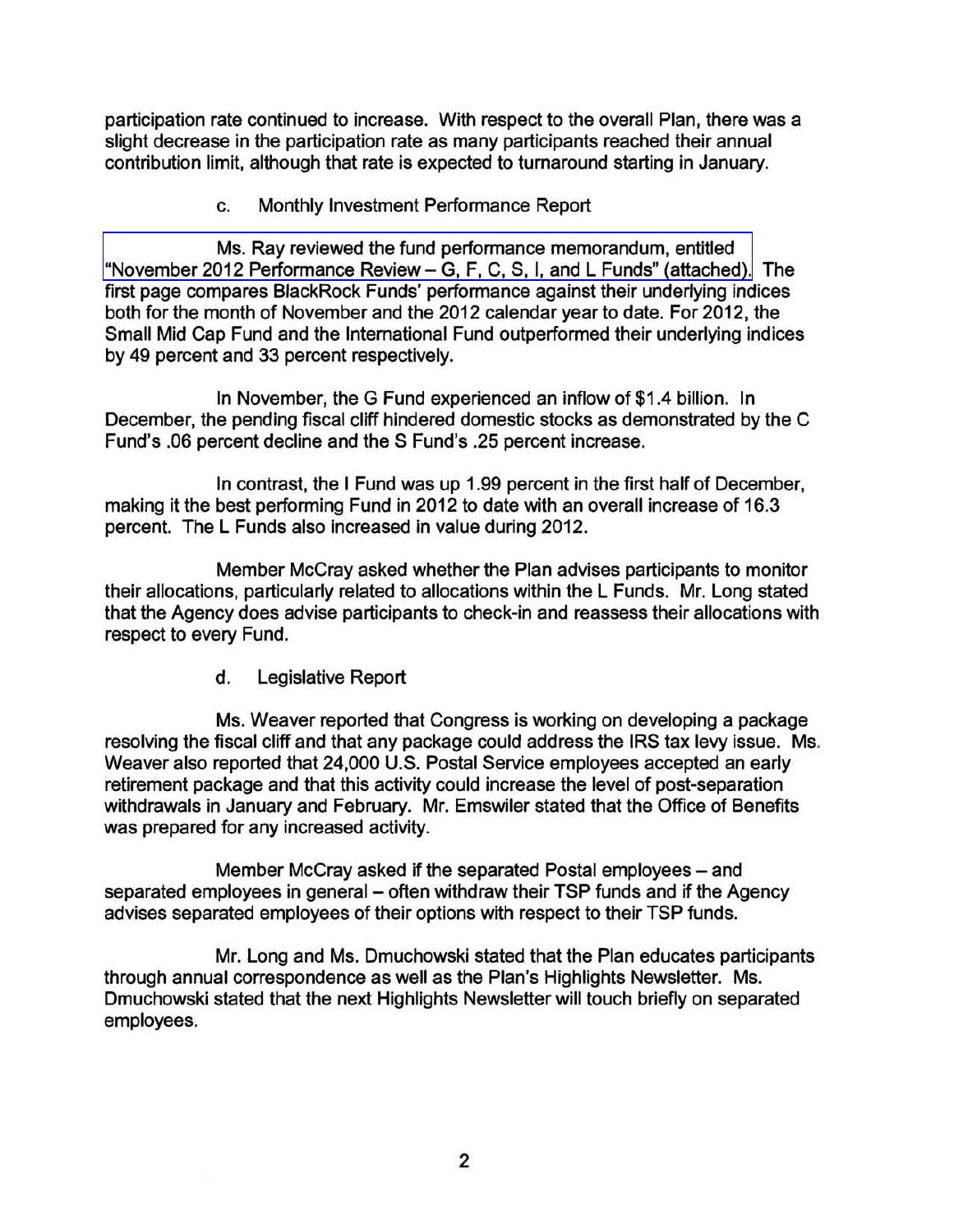participation rate continued to increase. With respect to the overall Plan, there was a slight decrease in the participation rate as many participants reached their annual contribution limit, although that rate is expected to turnaround starting in January.

c. Monthly Investment Performance Report

Ms. Ray reviewed the fund performance memorandum, entitled "November 2012 Performance Review – G, F, C, S, I, and L Funds" (attached). The first page compares BlackRock Funds' performance against their underlying indices both for the month of November and the 2012 calendar year to date. For 2012, the Small Mid Cap Fund and the International Fund outperformed their underlying indices by 49 percent and 33 percent respectively.

In November, the G Fund experienced an inflow of $1.4 billion. In December, the pending fiscal cliff hindered domestic stocks as demonstrated by the C Fund's .06 percent decline and the S Fund's .25 percent increase.

In contrast, the I Fund was up 1.99 percent in the first half of December, making it the best performing Fund in 2012 to date with an overall increase of 16.3 percent. The L Funds also increased in value during 2012.

Member McCray asked whether the Plan advises participants to monitor their allocations, particularly related to allocations within the L Funds. Mr. Long stated that the Agency does advise participants to check-in and reassess their allocations with respect to every Fund.

d. Legislative Report

Ms. Weaver reported that Congress is working on developing a package resolving the fiscal cliff and that any package could address the IRS tax levy issue. Ms. Weaver also reported that 24,000 U.S. Postal Service employees accepted an early retirement package and that this activity could increase the level of post-separation withdrawals in January and February. Mr. Emswiler stated that the Office of Benefits was prepared for any increased activity.

Member McCray asked if the separated Postal employees – and separated employees in general – often withdraw their TSP funds and if the Agency advises separated employees of their options with respect to their TSP funds.

Mr. Long and Ms. Dmuchowski stated that the Plan educates participants through annual correspondence as well as the Plan's Highlights Newsletter. Ms. Dmuchowski stated that the next Highlights Newsletter will touch briefly on separated employees.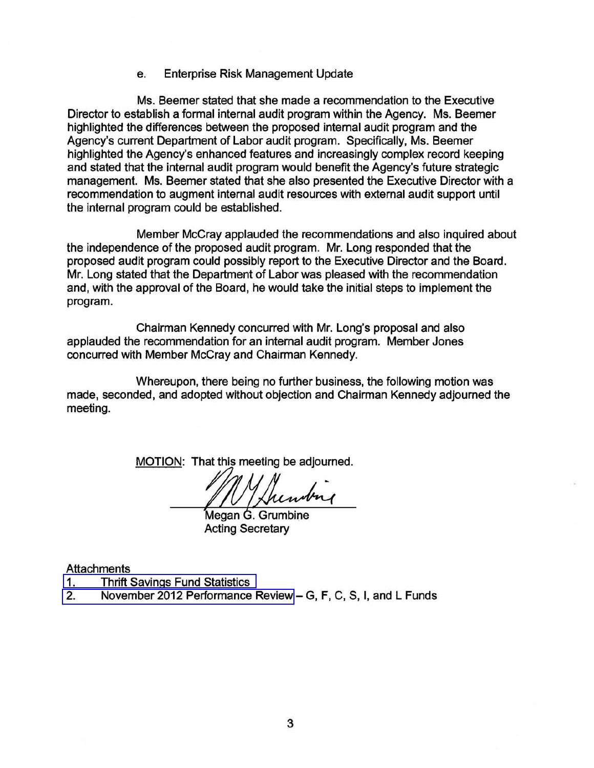e. Enterprise Risk Management Update

Ms. Beemer stated that she made a recommendation to the Executive Director to establish a formal internal audit program within the Agency. Ms. Beemer highlighted the differences between the proposed internal audit program and the Agency's current Department of Labor audit program. Specifically, Ms. Beemer highlighted the Agency's enhanced features and increasingly complex record keeping and stated that the internal audit program would benefit the Agency's future strategic management. Ms. Beemer stated that she also presented the Executive Director with a recommendation to augment internal audit resources with external audit support until the internal program could be established.

Member McCray applauded the recommendations and also inquired about the independence of the proposed audit program. Mr. Long responded that the proposed audit program could possibly report to the Executive Director and the Board. Mr. Long stated that the Department of Labor was pleased with the recommendation and, with the approval of the Board, he would take the initial steps to implement the program.

Chairman Kennedy concurred with Mr. Long's proposal and also applauded the recommendation for an internal audit program. Member Jones concurred with Member McCray and Chairman Kennedy.

Whereupon, there being no further business, the following motion was made, seconded, and adopted without objection and Chairman Kennedy adjourned the meeting.

MOTION: That this meeting be adjourned.

Megan G. Grumbine
Acting Secretary

Attachments
1. Thrift Savings Fund Statistics
2. November 2012 Performance Review – G, F, C, S, I, and L Funds